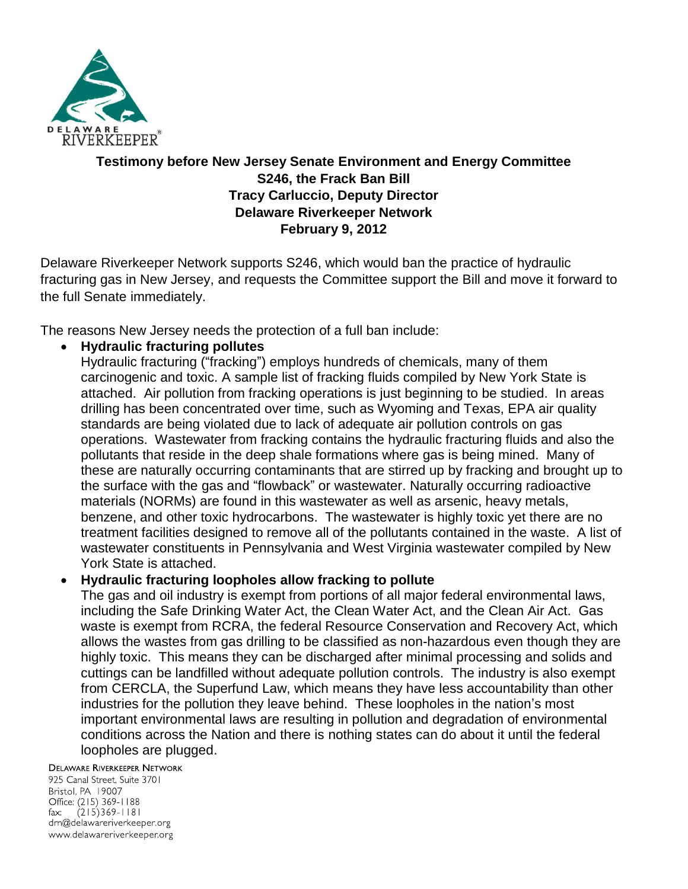DELAWARE RIVERKEEPER®

**Testimony before New Jersey Senate Environment and Energy Committee**
**S246, the Frack Ban Bill**
**Tracy Carluccio, Deputy Director**
**Delaware Riverkeeper Network**
**February 9, 2012**

Delaware Riverkeeper Network supports S246, which would ban the practice of hydraulic fracturing gas in New Jersey, and requests the Committee support the Bill and move it forward to the full Senate immediately.

The reasons New Jersey needs the protection of a full ban include:

- **Hydraulic fracturing pollutes**
  Hydraulic fracturing ("fracking") employs hundreds of chemicals, many of them carcinogenic and toxic. A sample list of fracking fluids compiled by New York State is attached. Air pollution from fracking operations is just beginning to be studied. In areas drilling has been concentrated over time, such as Wyoming and Texas, EPA air quality standards are being violated due to lack of adequate air pollution controls on gas operations. Wastewater from fracking contains the hydraulic fracturing fluids and also the pollutants that reside in the deep shale formations where gas is being mined. Many of these are naturally occurring contaminants that are stirred up by fracking and brought up to the surface with the gas and "flowback" or wastewater. Naturally occurring radioactive materials (NORMs) are found in this wastewater as well as arsenic, heavy metals, benzene, and other toxic hydrocarbons. The wastewater is highly toxic yet there are no treatment facilities designed to remove all of the pollutants contained in the waste. A list of wastewater constituents in Pennsylvania and West Virginia wastewater compiled by New York State is attached.
- **Hydraulic fracturing loopholes allow fracking to pollute**
  The gas and oil industry is exempt from portions of all major federal environmental laws, including the Safe Drinking Water Act, the Clean Water Act, and the Clean Air Act. Gas waste is exempt from RCRA, the federal Resource Conservation and Recovery Act, which allows the wastes from gas drilling to be classified as non-hazardous even though they are highly toxic. This means they can be discharged after minimal processing and solids and cuttings can be landfilled without adequate pollution controls. The industry is also exempt from CERCLA, the Superfund Law, which means they have less accountability than other industries for the pollution they leave behind. These loopholes in the nation's most important environmental laws are resulting in pollution and degradation of environmental conditions across the Nation and there is nothing states can do about it until the federal loopholes are plugged.

DELAWARE RIVERKEEPER NETWORK
925 Canal Street, Suite 3701
Bristol, PA 19007
Office: (215) 369-1188
fax: (215)369-1181
drn@delawareriverkeeper.org
www.delawareriverkeeper.org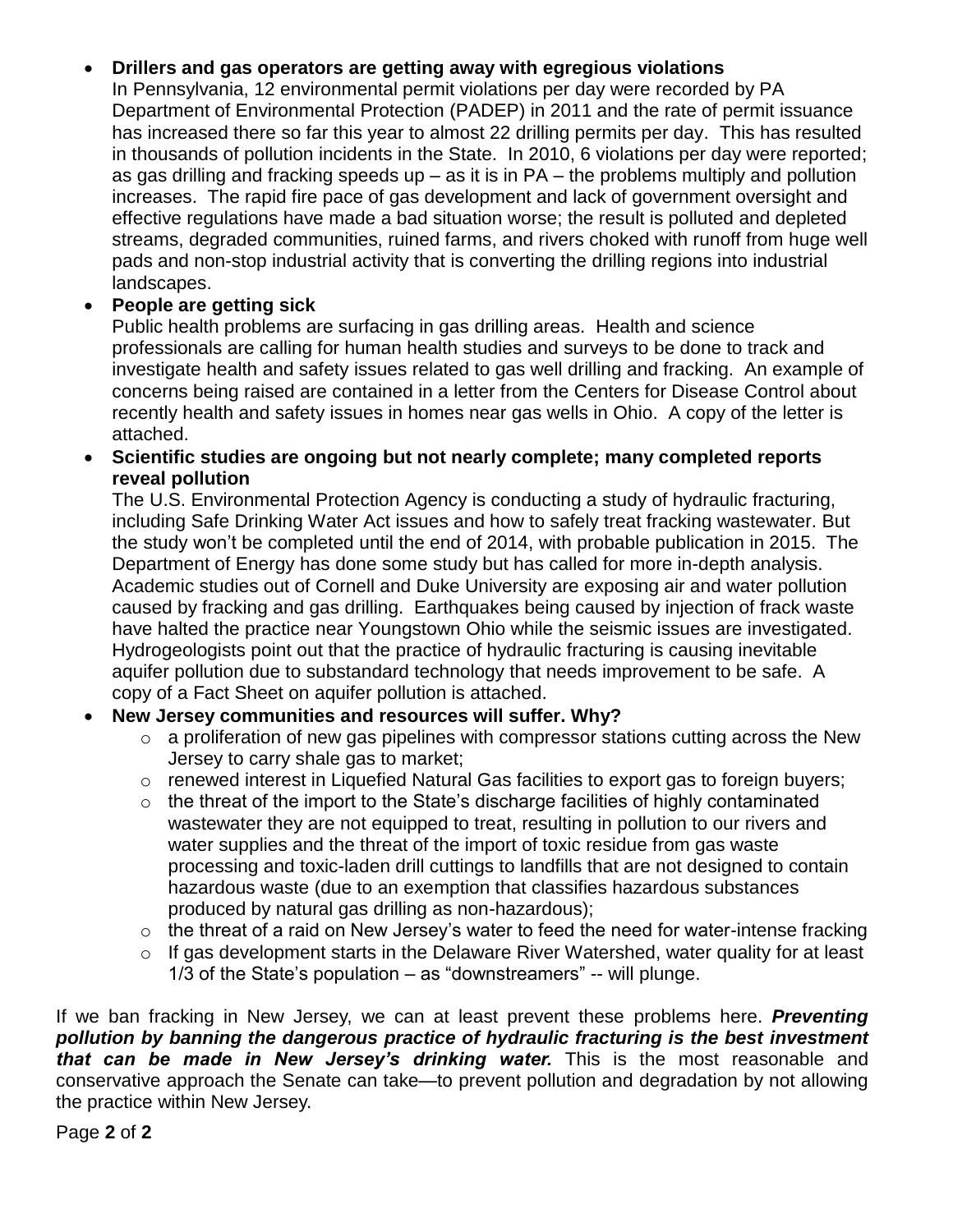- **Drillers and gas operators are getting away with egregious violations**
  In Pennsylvania, 12 environmental permit violations per day were recorded by PA Department of Environmental Protection (PADEP) in 2011 and the rate of permit issuance has increased there so far this year to almost 22 drilling permits per day. This has resulted in thousands of pollution incidents in the State. In 2010, 6 violations per day were reported; as gas drilling and fracking speeds up – as it is in PA – the problems multiply and pollution increases. The rapid fire pace of gas development and lack of government oversight and effective regulations have made a bad situation worse; the result is polluted and depleted streams, degraded communities, ruined farms, and rivers choked with runoff from huge well pads and non-stop industrial activity that is converting the drilling regions into industrial landscapes.
- **People are getting sick**
  Public health problems are surfacing in gas drilling areas. Health and science professionals are calling for human health studies and surveys to be done to track and investigate health and safety issues related to gas well drilling and fracking. An example of concerns being raised are contained in a letter from the Centers for Disease Control about recently health and safety issues in homes near gas wells in Ohio. A copy of the letter is attached.
- **Scientific studies are ongoing but not nearly complete; many completed reports reveal pollution**
  The U.S. Environmental Protection Agency is conducting a study of hydraulic fracturing, including Safe Drinking Water Act issues and how to safely treat fracking wastewater. But the study won't be completed until the end of 2014, with probable publication in 2015. The Department of Energy has done some study but has called for more in-depth analysis. Academic studies out of Cornell and Duke University are exposing air and water pollution caused by fracking and gas drilling. Earthquakes being caused by injection of frack waste have halted the practice near Youngstown Ohio while the seismic issues are investigated. Hydrogeologists point out that the practice of hydraulic fracturing is causing inevitable aquifer pollution due to substandard technology that needs improvement to be safe. A copy of a Fact Sheet on aquifer pollution is attached.
- **New Jersey communities and resources will suffer. Why?**
  - a proliferation of new gas pipelines with compressor stations cutting across the New Jersey to carry shale gas to market;
  - renewed interest in Liquefied Natural Gas facilities to export gas to foreign buyers;
  - the threat of the import to the State's discharge facilities of highly contaminated wastewater they are not equipped to treat, resulting in pollution to our rivers and water supplies and the threat of the import of toxic residue from gas waste processing and toxic-laden drill cuttings to landfills that are not designed to contain hazardous waste (due to an exemption that classifies hazardous substances produced by natural gas drilling as non-hazardous);
  - the threat of a raid on New Jersey's water to feed the need for water-intense fracking
  - If gas development starts in the Delaware River Watershed, water quality for at least 1/3 of the State's population – as "downstreamers" -- will plunge.

If we ban fracking in New Jersey, we can at least prevent these problems here. ***Preventing pollution by banning the dangerous practice of hydraulic fracturing is the best investment that can be made in New Jersey's drinking water.*** This is the most reasonable and conservative approach the Senate can take—to prevent pollution and degradation by not allowing the practice within New Jersey.